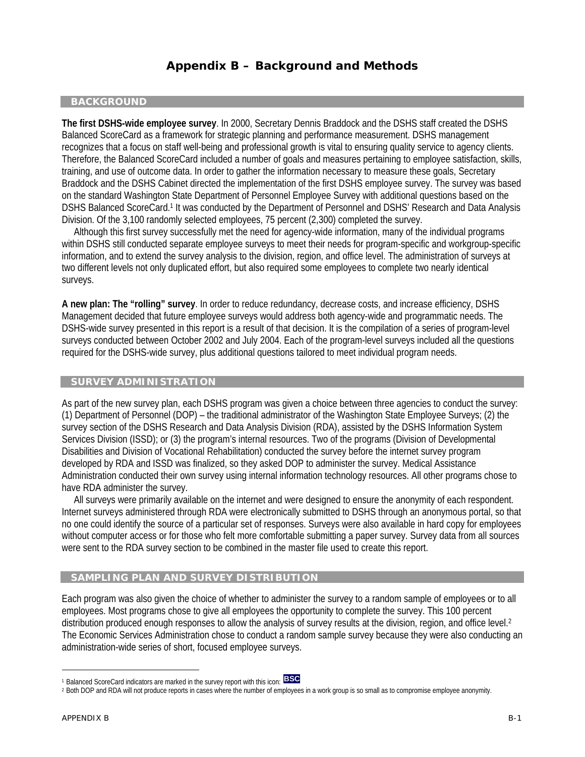# Appendix B – Background and Methods

## BACKGROUND

**The first DSHS-wide employee survey**. In 2000, Secretary Dennis Braddock and the DSHS staff created the DSHS Balanced ScoreCard as a framework for strategic planning and performance measurement. DSHS management recognizes that a focus on staff well-being and professional growth is vital to ensuring quality service to agency clients. Therefore, the Balanced ScoreCard included a number of goals and measures pertaining to employee satisfaction, skills, training, and use of outcome data. In order to gather the information necessary to measure these goals, Secretary Braddock and the DSHS Cabinet directed the implementation of the first DSHS employee survey. The survey was based on the standard Washington State Department of Personnel Employee Survey with additional questions based on the DSHS Balanced ScoreCard.[1] It was conducted by the Department of Personnel and DSHS' Research and Data Analysis Division. Of the 3,100 randomly selected employees, 75 percent (2,300) completed the survey.

Although this first survey successfully met the need for agency-wide information, many of the individual programs within DSHS still conducted separate employee surveys to meet their needs for program-specific and workgroup-specific information, and to extend the survey analysis to the division, region, and office level. The administration of surveys at two different levels not only duplicated effort, but also required some employees to complete two nearly identical surveys.

**A new plan: The "rolling" survey**. In order to reduce redundancy, decrease costs, and increase efficiency, DSHS Management decided that future employee surveys would address both agency-wide and programmatic needs. The DSHS-wide survey presented in this report is a result of that decision. It is the compilation of a series of program-level surveys conducted between October 2002 and July 2004. Each of the program-level surveys included all the questions required for the DSHS-wide survey, plus additional questions tailored to meet individual program needs.

## SURVEY ADMINISTRATION

As part of the new survey plan, each DSHS program was given a choice between three agencies to conduct the survey: (1) Department of Personnel (DOP) – the traditional administrator of the Washington State Employee Surveys; (2) the survey section of the DSHS Research and Data Analysis Division (RDA), assisted by the DSHS Information System Services Division (ISSD); or (3) the program's internal resources. Two of the programs (Division of Developmental Disabilities and Division of Vocational Rehabilitation) conducted the survey before the internet survey program developed by RDA and ISSD was finalized, so they asked DOP to administer the survey. Medical Assistance Administration conducted their own survey using internal information technology resources. All other programs chose to have RDA administer the survey.

All surveys were primarily available on the internet and were designed to ensure the anonymity of each respondent. Internet surveys administered through RDA were electronically submitted to DSHS through an anonymous portal, so that no one could identify the source of a particular set of responses. Surveys were also available in hard copy for employees without computer access or for those who felt more comfortable submitting a paper survey. Survey data from all sources were sent to the RDA survey section to be combined in the master file used to create this report.

## SAMPLING PLAN AND SURVEY DISTRIBUTION

Each program was also given the choice of whether to administer the survey to a random sample of employees or to all employees. Most programs chose to give all employees the opportunity to complete the survey. This 100 percent distribution produced enough responses to allow the analysis of survey results at the division, region, and office level.[2] The Economic Services Administration chose to conduct a random sample survey because they were also conducting an administration-wide series of short, focused employee surveys.

---

[1] Balanced ScoreCard indicators are marked in the survey report with this icon: BSC

[2] Both DOP and RDA will not produce reports in cases where the number of employees in a work group is so small as to compromise employee anonymity.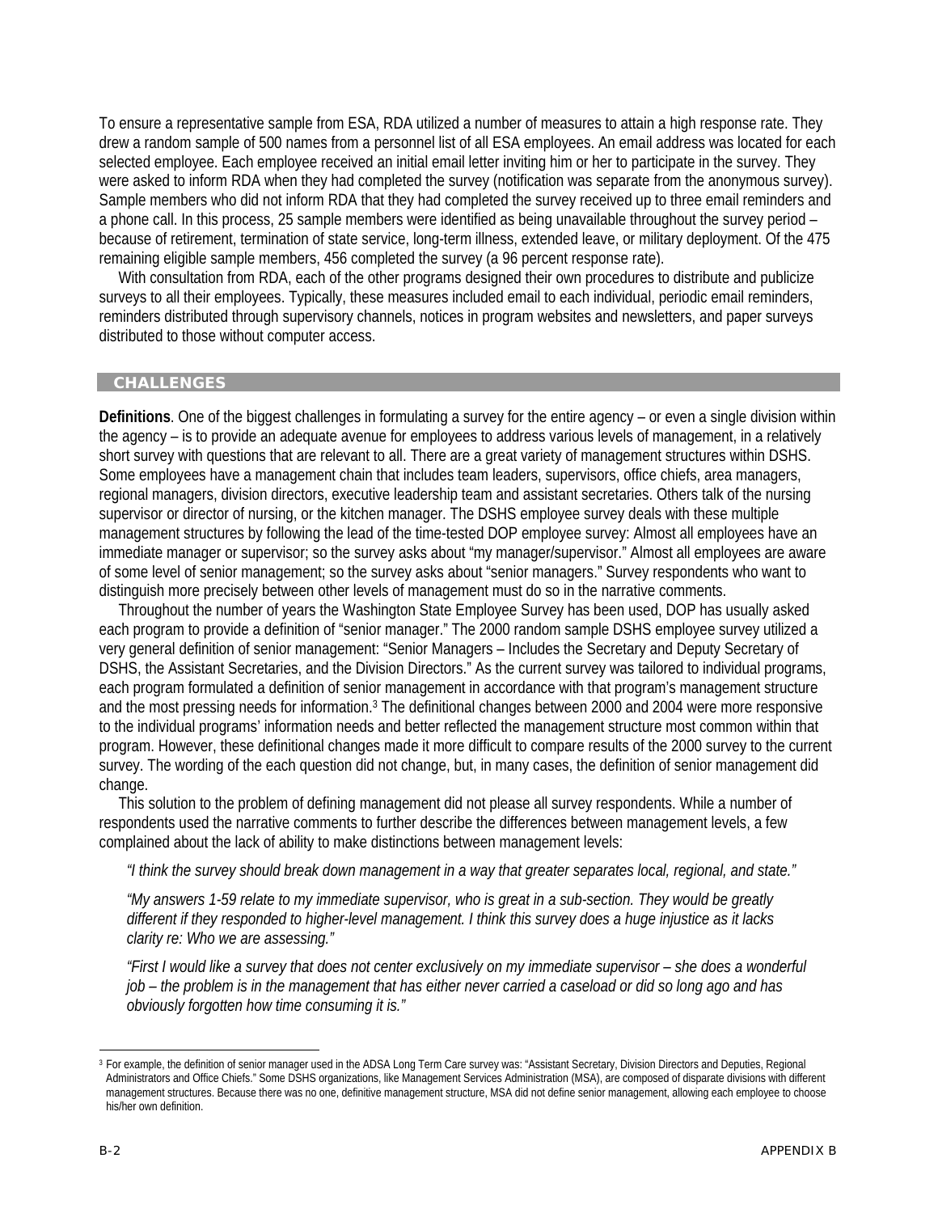To ensure a representative sample from ESA, RDA utilized a number of measures to attain a high response rate. They drew a random sample of 500 names from a personnel list of all ESA employees. An email address was located for each selected employee. Each employee received an initial email letter inviting him or her to participate in the survey. They were asked to inform RDA when they had completed the survey (notification was separate from the anonymous survey). Sample members who did not inform RDA that they had completed the survey received up to three email reminders and a phone call. In this process, 25 sample members were identified as being unavailable throughout the survey period – because of retirement, termination of state service, long-term illness, extended leave, or military deployment. Of the 475 remaining eligible sample members, 456 completed the survey (a 96 percent response rate).

With consultation from RDA, each of the other programs designed their own procedures to distribute and publicize surveys to all their employees. Typically, these measures included email to each individual, periodic email reminders, reminders distributed through supervisory channels, notices in program websites and newsletters, and paper surveys distributed to those without computer access.

## CHALLENGES

**Definitions**. One of the biggest challenges in formulating a survey for the entire agency – or even a single division within the agency – is to provide an adequate avenue for employees to address various levels of management, in a relatively short survey with questions that are relevant to all. There are a great variety of management structures within DSHS. Some employees have a management chain that includes team leaders, supervisors, office chiefs, area managers, regional managers, division directors, executive leadership team and assistant secretaries. Others talk of the nursing supervisor or director of nursing, or the kitchen manager. The DSHS employee survey deals with these multiple management structures by following the lead of the time-tested DOP employee survey: Almost all employees have an immediate manager or supervisor; so the survey asks about "my manager/supervisor." Almost all employees are aware of some level of senior management; so the survey asks about "senior managers." Survey respondents who want to distinguish more precisely between other levels of management must do so in the narrative comments.

Throughout the number of years the Washington State Employee Survey has been used, DOP has usually asked each program to provide a definition of "senior manager." The 2000 random sample DSHS employee survey utilized a very general definition of senior management: "Senior Managers – Includes the Secretary and Deputy Secretary of DSHS, the Assistant Secretaries, and the Division Directors." As the current survey was tailored to individual programs, each program formulated a definition of senior management in accordance with that program's management structure and the most pressing needs for information.[3] The definitional changes between 2000 and 2004 were more responsive to the individual programs' information needs and better reflected the management structure most common within that program. However, these definitional changes made it more difficult to compare results of the 2000 survey to the current survey. The wording of the each question did not change, but, in many cases, the definition of senior management did change.

This solution to the problem of defining management did not please all survey respondents. While a number of respondents used the narrative comments to further describe the differences between management levels, a few complained about the lack of ability to make distinctions between management levels:

> *"I think the survey should break down management in a way that greater separates local, regional, and state."*
>
> *"My answers 1-59 relate to my immediate supervisor, who is great in a sub-section. They would be greatly different if they responded to higher-level management. I think this survey does a huge injustice as it lacks clarity re: Who we are assessing."*
>
> *"First I would like a survey that does not center exclusively on my immediate supervisor – she does a wonderful job – the problem is in the management that has either never carried a caseload or did so long ago and has obviously forgotten how time consuming it is."*

---

[3] For example, the definition of senior manager used in the ADSA Long Term Care survey was: "Assistant Secretary, Division Directors and Deputies, Regional Administrators and Office Chiefs." Some DSHS organizations, like Management Services Administration (MSA), are composed of disparate divisions with different management structures. Because there was no one, definitive management structure, MSA did not define senior management, allowing each employee to choose his/her own definition.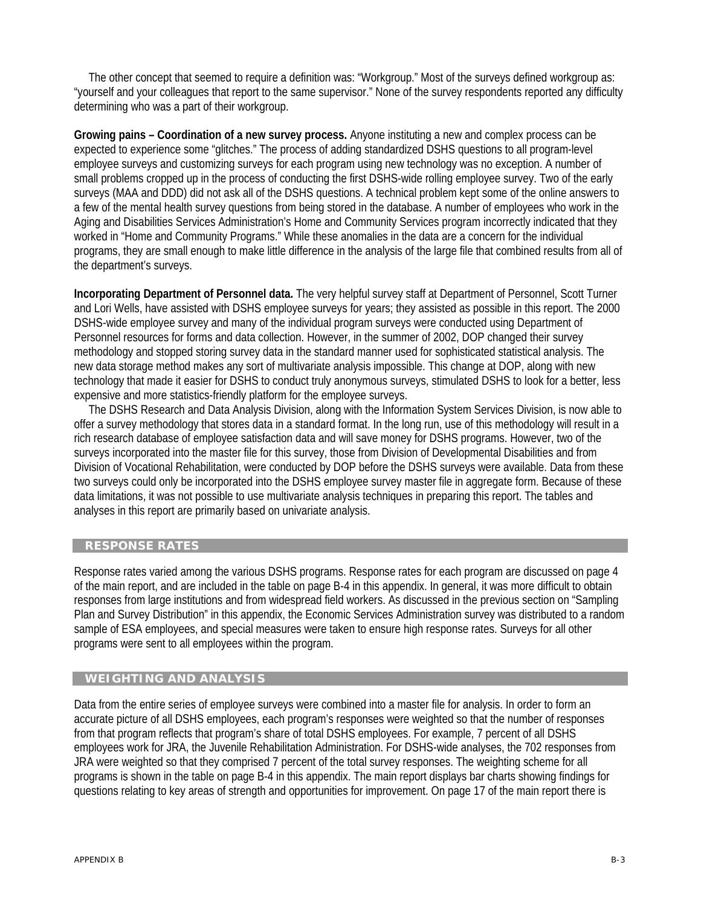The other concept that seemed to require a definition was: "Workgroup." Most of the surveys defined workgroup as: "yourself and your colleagues that report to the same supervisor." None of the survey respondents reported any difficulty determining who was a part of their workgroup.

**Growing pains – Coordination of a new survey process.** Anyone instituting a new and complex process can be expected to experience some "glitches." The process of adding standardized DSHS questions to all program-level employee surveys and customizing surveys for each program using new technology was no exception. A number of small problems cropped up in the process of conducting the first DSHS-wide rolling employee survey. Two of the early surveys (MAA and DDD) did not ask all of the DSHS questions. A technical problem kept some of the online answers to a few of the mental health survey questions from being stored in the database. A number of employees who work in the Aging and Disabilities Services Administration's Home and Community Services program incorrectly indicated that they worked in "Home and Community Programs." While these anomalies in the data are a concern for the individual programs, they are small enough to make little difference in the analysis of the large file that combined results from all of the department's surveys.

**Incorporating Department of Personnel data.** The very helpful survey staff at Department of Personnel, Scott Turner and Lori Wells, have assisted with DSHS employee surveys for years; they assisted as possible in this report. The 2000 DSHS-wide employee survey and many of the individual program surveys were conducted using Department of Personnel resources for forms and data collection. However, in the summer of 2002, DOP changed their survey methodology and stopped storing survey data in the standard manner used for sophisticated statistical analysis. The new data storage method makes any sort of multivariate analysis impossible. This change at DOP, along with new technology that made it easier for DSHS to conduct truly anonymous surveys, stimulated DSHS to look for a better, less expensive and more statistics-friendly platform for the employee surveys.

The DSHS Research and Data Analysis Division, along with the Information System Services Division, is now able to offer a survey methodology that stores data in a standard format. In the long run, use of this methodology will result in a rich research database of employee satisfaction data and will save money for DSHS programs. However, two of the surveys incorporated into the master file for this survey, those from Division of Developmental Disabilities and from Division of Vocational Rehabilitation, were conducted by DOP before the DSHS surveys were available. Data from these two surveys could only be incorporated into the DSHS employee survey master file in aggregate form. Because of these data limitations, it was not possible to use multivariate analysis techniques in preparing this report. The tables and analyses in this report are primarily based on univariate analysis.

## RESPONSE RATES

Response rates varied among the various DSHS programs. Response rates for each program are discussed on page 4 of the main report, and are included in the table on page B-4 in this appendix. In general, it was more difficult to obtain responses from large institutions and from widespread field workers. As discussed in the previous section on "Sampling Plan and Survey Distribution" in this appendix, the Economic Services Administration survey was distributed to a random sample of ESA employees, and special measures were taken to ensure high response rates. Surveys for all other programs were sent to all employees within the program.

## WEIGHTING AND ANALYSIS

Data from the entire series of employee surveys were combined into a master file for analysis. In order to form an accurate picture of all DSHS employees, each program's responses were weighted so that the number of responses from that program reflects that program's share of total DSHS employees. For example, 7 percent of all DSHS employees work for JRA, the Juvenile Rehabilitation Administration. For DSHS-wide analyses, the 702 responses from JRA were weighted so that they comprised 7 percent of the total survey responses. The weighting scheme for all programs is shown in the table on page B-4 in this appendix. The main report displays bar charts showing findings for questions relating to key areas of strength and opportunities for improvement. On page 17 of the main report there is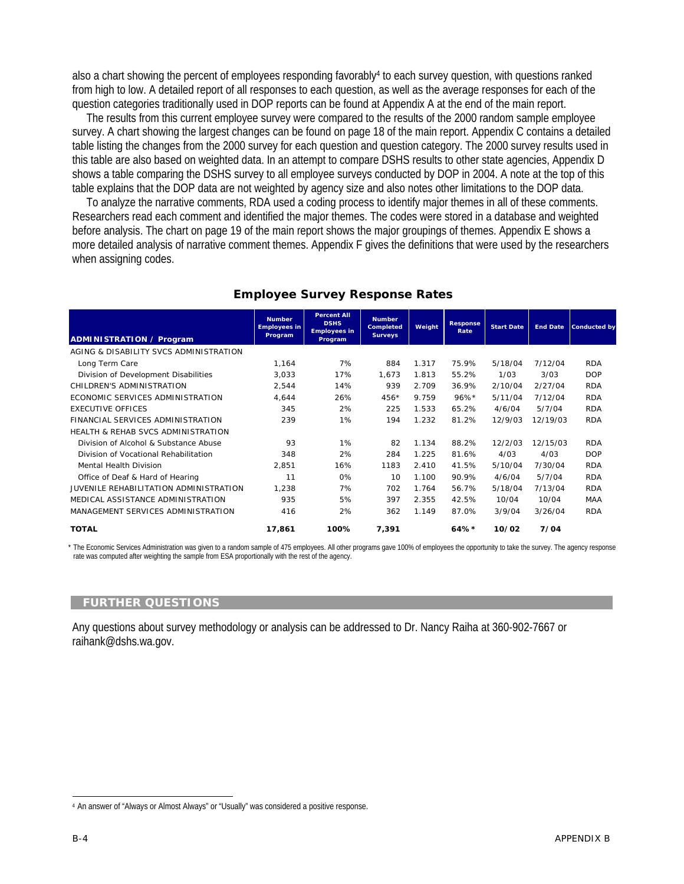also a chart showing the percent of employees responding favorably[4] to each survey question, with questions ranked from high to low. A detailed report of all responses to each question, as well as the average responses for each of the question categories traditionally used in DOP reports can be found at Appendix A at the end of the main report.

The results from this current employee survey were compared to the results of the 2000 random sample employee survey. A chart showing the largest changes can be found on page 18 of the main report. Appendix C contains a detailed table listing the changes from the 2000 survey for each question and question category. The 2000 survey results used in this table are also based on weighted data. In an attempt to compare DSHS results to other state agencies, Appendix D shows a table comparing the DSHS survey to all employee surveys conducted by DOP in 2004. A note at the top of this table explains that the DOP data are not weighted by agency size and also notes other limitations to the DOP data.

To analyze the narrative comments, RDA used a coding process to identify major themes in all of these comments. Researchers read each comment and identified the major themes. The codes were stored in a database and weighted before analysis. The chart on page 19 of the main report shows the major groupings of themes. Appendix E shows a more detailed analysis of narrative comment themes. Appendix F gives the definitions that were used by the researchers when assigning codes.

## Employee Survey Response Rates

| ADMINISTRATION / Program | Number Employees in Program | Percent All DSHS Employees in Program | Number Completed Surveys | Weight | Response Rate | Start Date | End Date | Conducted by |
|---|---|---|---|---|---|---|---|---|
| AGING & DISABILITY SVCS ADMINISTRATION | | | | | | | | |
| Long Term Care | 1,164 | 7% | 884 | 1.317 | 75.9% | 5/18/04 | 7/12/04 | RDA |
| Division of Development Disabilities | 3,033 | 17% | 1,673 | 1.813 | 55.2% | 1/03 | 3/03 | DOP |
| CHILDREN'S ADMINISTRATION | 2,544 | 14% | 939 | 2.709 | 36.9% | 2/10/04 | 2/27/04 | RDA |
| ECONOMIC SERVICES ADMINISTRATION | 4,644 | 26% | 456* | 9.759 | 96%* | 5/11/04 | 7/12/04 | RDA |
| EXECUTIVE OFFICES | 345 | 2% | 225 | 1.533 | 65.2% | 4/6/04 | 5/7/04 | RDA |
| FINANCIAL SERVICES ADMINISTRATION | 239 | 1% | 194 | 1.232 | 81.2% | 12/9/03 | 12/19/03 | RDA |
| HEALTH & REHAB SVCS ADMINISTRATION | | | | | | | | |
| Division of Alcohol & Substance Abuse | 93 | 1% | 82 | 1.134 | 88.2% | 12/2/03 | 12/15/03 | RDA |
| Division of Vocational Rehabilitation | 348 | 2% | 284 | 1.225 | 81.6% | 4/03 | 4/03 | DOP |
| Mental Health Division | 2,851 | 16% | 1183 | 2.410 | 41.5% | 5/10/04 | 7/30/04 | RDA |
| Office of Deaf & Hard of Hearing | 11 | 0% | 10 | 1.100 | 90.9% | 4/6/04 | 5/7/04 | RDA |
| JUVENILE REHABILITATION ADMINISTRATION | 1,238 | 7% | 702 | 1.764 | 56.7% | 5/18/04 | 7/13/04 | RDA |
| MEDICAL ASSISTANCE ADMINISTRATION | 935 | 5% | 397 | 2.355 | 42.5% | 10/04 | 10/04 | MAA |
| MANAGEMENT SERVICES ADMINISTRATION | 416 | 2% | 362 | 1.149 | 87.0% | 3/9/04 | 3/26/04 | RDA |
| **TOTAL** | **17,861** | **100%** | **7,391** | | **64%*** | **10/02** | **7/04** | |

\* The Economic Services Administration was given to a random sample of 475 employees. All other programs gave 100% of employees the opportunity to take the survey. The agency response rate was computed after weighting the sample from ESA proportionally with the rest of the agency.

## FURTHER QUESTIONS

Any questions about survey methodology or analysis can be addressed to Dr. Nancy Raiha at 360-902-7667 or raihank@dshs.wa.gov.

[4] An answer of "Always or Almost Always" or "Usually" was considered a positive response.